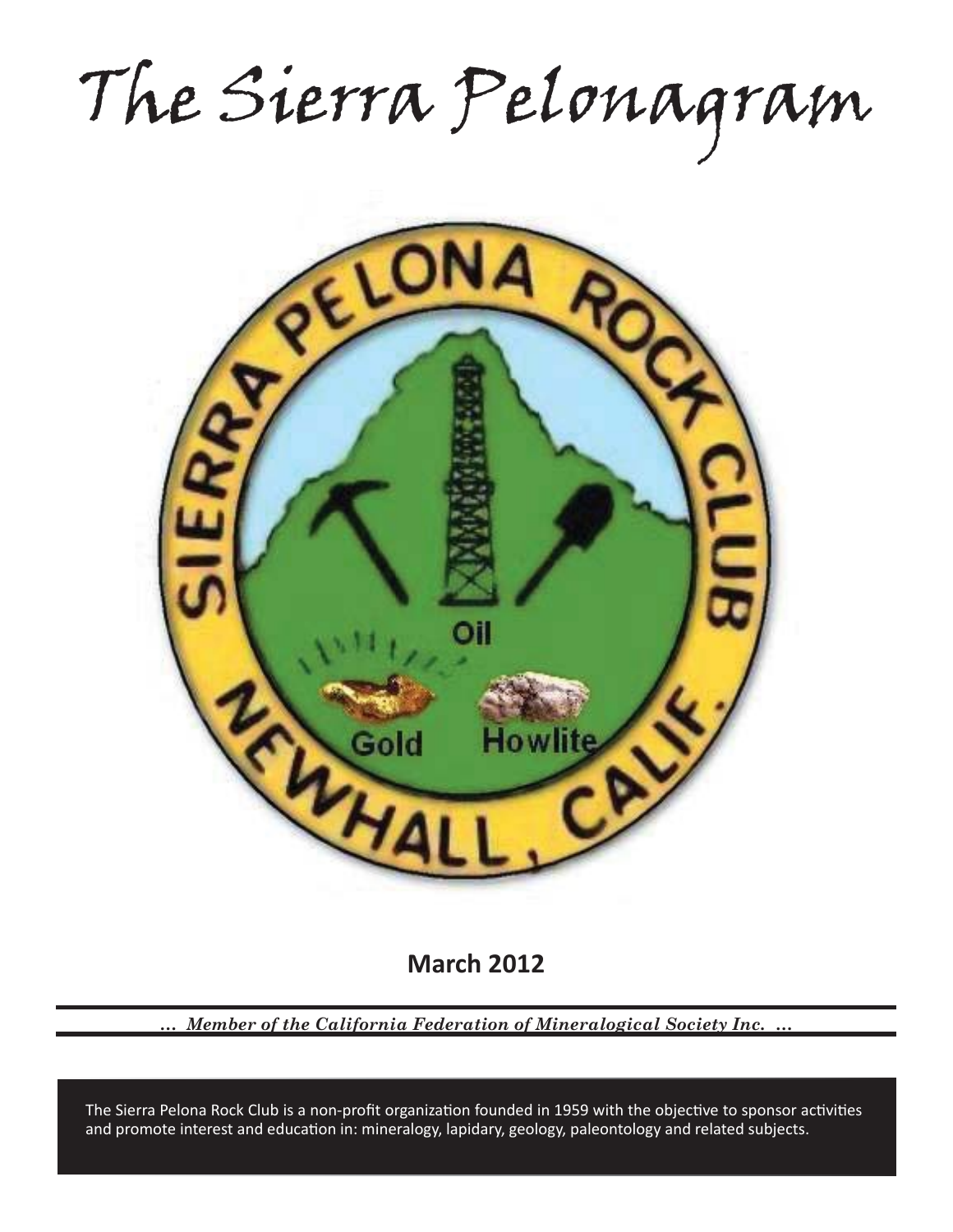# The Sierra Pelonagram

**March 2012**

*... Member of the California Federation of Mineralogical Society Inc. ...*

The Sierra Pelona Rock Club is a non-profit organization founded in 1959 with the objective to sponsor activities and promote interest and education in: mineralogy, lapidary, geology, paleontology and related subjects.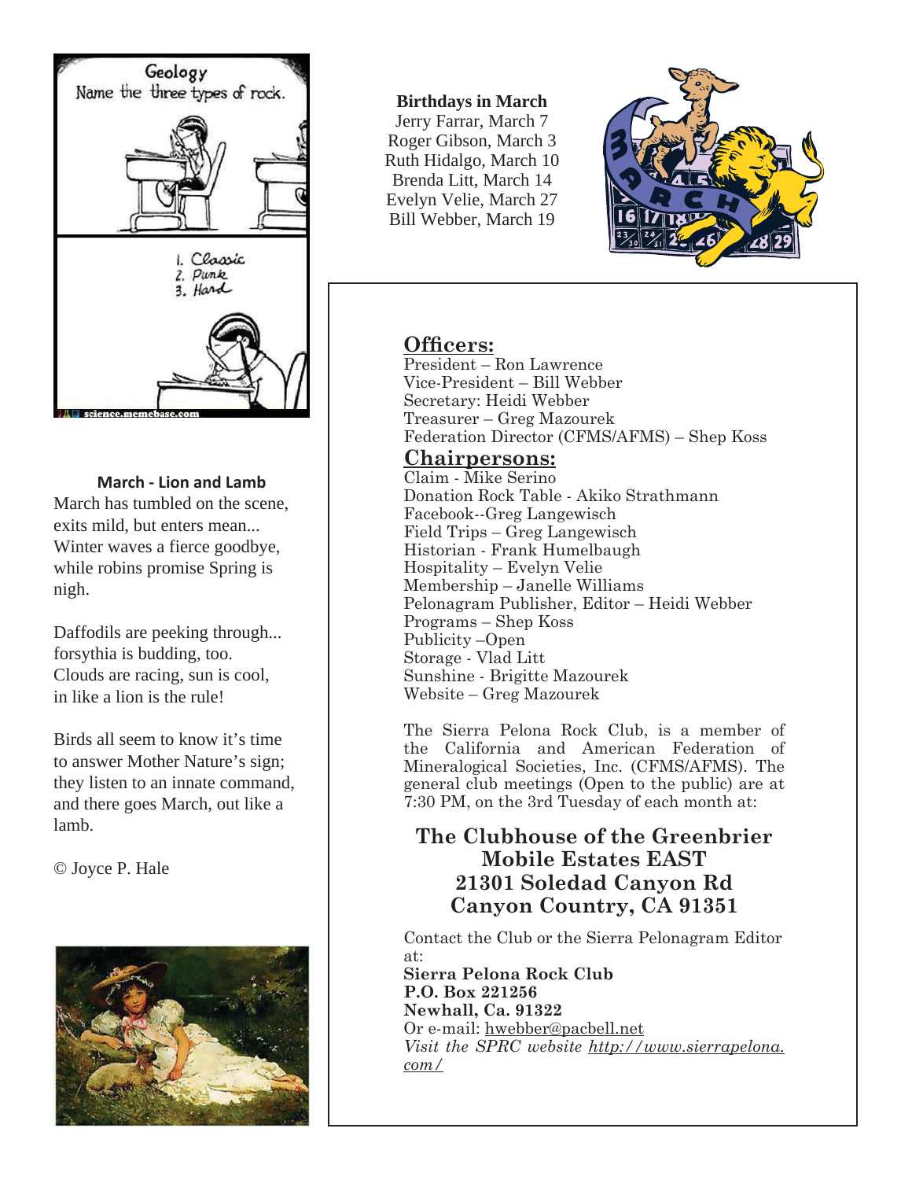### March - Lion and Lamb

March has tumbled on the scene,
exits mild, but enters mean...
Winter waves a fierce goodbye,
while robins promise Spring is nigh.

Daffodils are peeking through...
forsythia is budding, too.
Clouds are racing, sun is cool,
in like a lion is the rule!

Birds all seem to know it's time
to answer Mother Nature's sign;
they listen to an innate command,
and there goes March, out like a lamb.

© Joyce P. Hale

**Birthdays in March**

Jerry Farrar, March 7
Roger Gibson, March 3
Ruth Hidalgo, March 10
Brenda Litt, March 14
Evelyn Velie, March 27
Bill Webber, March 19

## Officers:

President – Ron Lawrence
Vice-President – Bill Webber
Secretary: Heidi Webber
Treasurer – Greg Mazourek
Federation Director (CFMS/AFMS) – Shep Koss

## Chairpersons:

Claim - Mike Serino
Donation Rock Table - Akiko Strathmann
Facebook--Greg Langewisch
Field Trips – Greg Langewisch
Historian - Frank Humelbaugh
Hospitality – Evelyn Velie
Membership – Janelle Williams
Pelonagram Publisher, Editor – Heidi Webber
Programs – Shep Koss
Publicity –Open
Storage - Vlad Litt
Sunshine - Brigitte Mazourek
Website – Greg Mazourek

The Sierra Pelona Rock Club, is a member of the California and American Federation of Mineralogical Societies, Inc. (CFMS/AFMS). The general club meetings (Open to the public) are at 7:30 PM, on the 3rd Tuesday of each month at:

**The Clubhouse of the Greenbrier Mobile Estates EAST**
**21301 Soledad Canyon Rd**
**Canyon Country, CA 91351**

Contact the Club or the Sierra Pelonagram Editor at:

**Sierra Pelona Rock Club**
**P.O. Box 221256**
**Newhall, Ca. 91322**

Or e-mail: hwebber@pacbell.net

*Visit the SPRC website http://www.sierrapelona.com/*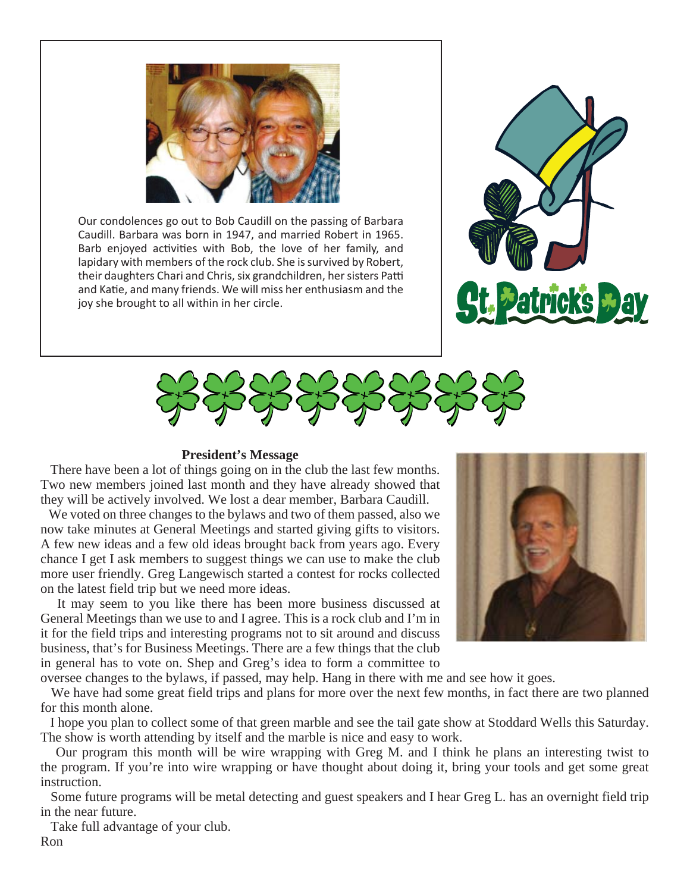Our condolences go out to Bob Caudill on the passing of Barbara Caudill. Barbara was born in 1947, and married Robert in 1965. Barb enjoyed activities with Bob, the love of her family, and lapidary with members of the rock club. She is survived by Robert, their daughters Chari and Chris, six grandchildren, her sisters Patti and Katie, and many friends. We will miss her enthusiasm and the joy she brought to all within in her circle.

St. Patrick's Day

**President's Message**

There have been a lot of things going on in the club the last few months. Two new members joined last month and they have already showed that they will be actively involved. We lost a dear member, Barbara Caudill.

We voted on three changes to the bylaws and two of them passed, also we now take minutes at General Meetings and started giving gifts to visitors. A few new ideas and a few old ideas brought back from years ago. Every chance I get I ask members to suggest things we can use to make the club more user friendly. Greg Langewisch started a contest for rocks collected on the latest field trip but we need more ideas.

It may seem to you like there has been more business discussed at General Meetings than we use to and I agree. This is a rock club and I'm in it for the field trips and interesting programs not to sit around and discuss business, that's for Business Meetings. There are a few things that the club in general has to vote on. Shep and Greg's idea to form a committee to oversee changes to the bylaws, if passed, may help. Hang in there with me and see how it goes.

We have had some great field trips and plans for more over the next few months, in fact there are two planned for this month alone.

I hope you plan to collect some of that green marble and see the tail gate show at Stoddard Wells this Saturday. The show is worth attending by itself and the marble is nice and easy to work.

Our program this month will be wire wrapping with Greg M. and I think he plans an interesting twist to the program. If you're into wire wrapping or have thought about doing it, bring your tools and get some great instruction.

Some future programs will be metal detecting and guest speakers and I hear Greg L. has an overnight field trip in the near future.

Take full advantage of your club.

Ron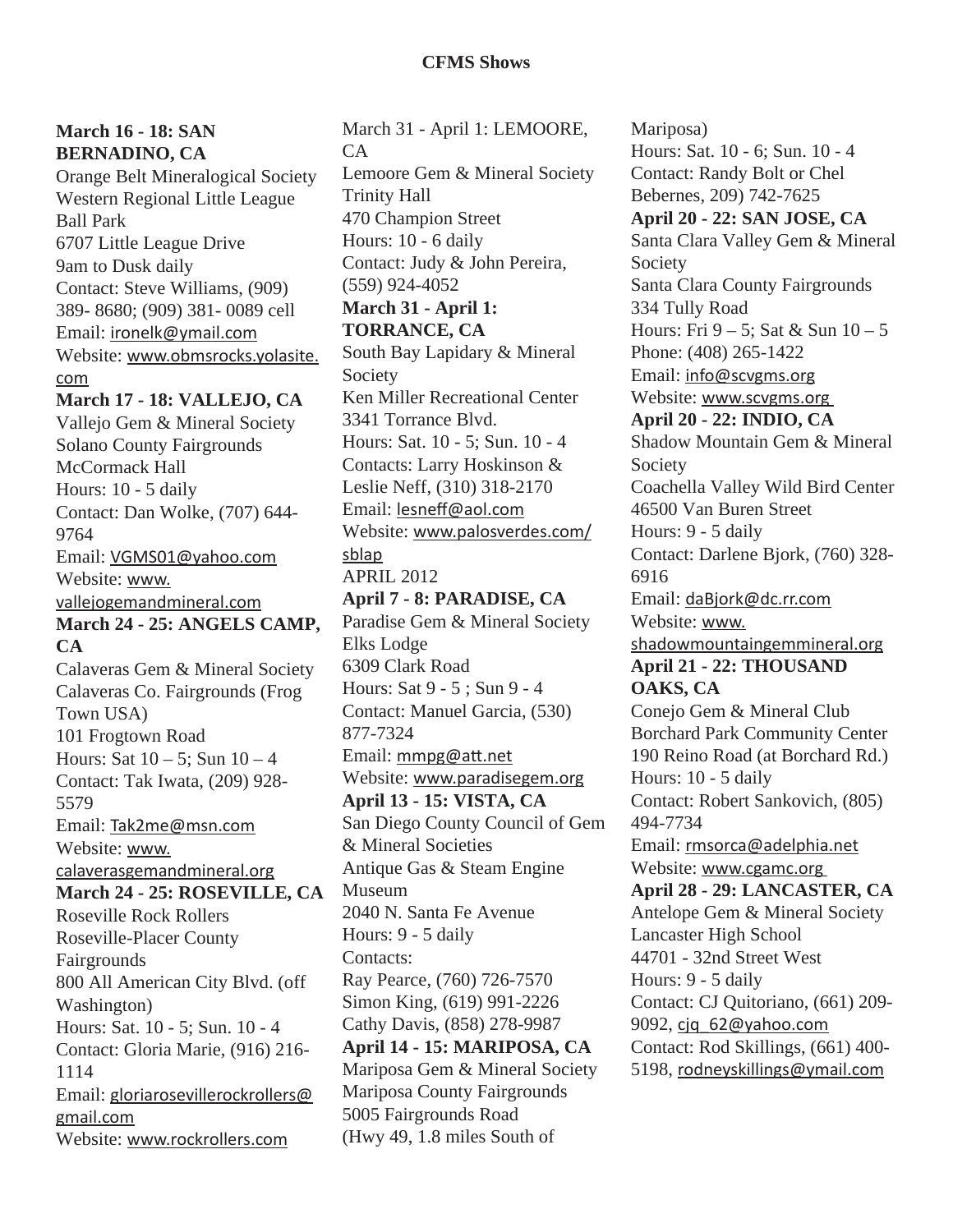# CFMS Shows

**March 16 - 18: SAN BERNADINO, CA**
Orange Belt Mineralogical Society
Western Regional Little League Ball Park
6707 Little League Drive
9am to Dusk daily
Contact: Steve Williams, (909) 389- 8680; (909) 381- 0089 cell
Email: ironelk@ymail.com
Website: www.obmsrocks.yolasite.com

**March 17 - 18: VALLEJO, CA**
Vallejo Gem & Mineral Society
Solano County Fairgrounds
McCormack Hall
Hours: 10 - 5 daily
Contact: Dan Wolke, (707) 644-9764
Email: VGMS01@yahoo.com
Website: www.vallejogemandmineral.com

**March 24 - 25: ANGELS CAMP, CA**
Calaveras Gem & Mineral Society
Calaveras Co. Fairgrounds (Frog Town USA)
101 Frogtown Road
Hours: Sat 10 – 5; Sun 10 – 4
Contact: Tak Iwata, (209) 928-5579
Email: Tak2me@msn.com
Website: www.calaverasgemandmineral.org

**March 24 - 25: ROSEVILLE, CA**
Roseville Rock Rollers
Roseville-Placer County Fairgrounds
800 All American City Blvd. (off Washington)
Hours: Sat. 10 - 5; Sun. 10 - 4
Contact: Gloria Marie, (916) 216-1114
Email: gloriarosevillerockrollers@gmail.com
Website: www.rockrollers.com

March 31 - April 1: LEMOORE, CA
Lemoore Gem & Mineral Society
Trinity Hall
470 Champion Street
Hours: 10 - 6 daily
Contact: Judy & John Pereira, (559) 924-4052

**March 31 - April 1: TORRANCE, CA**
South Bay Lapidary & Mineral Society
Ken Miller Recreational Center
3341 Torrance Blvd.
Hours: Sat. 10 - 5; Sun. 10 - 4
Contacts: Larry Hoskinson & Leslie Neff, (310) 318-2170
Email: lesneff@aol.com
Website: www.palosverdes.com/sblap

APRIL 2012

**April 7 - 8: PARADISE, CA**
Paradise Gem & Mineral Society
Elks Lodge
6309 Clark Road
Hours: Sat 9 - 5 ; Sun 9 - 4
Contact: Manuel Garcia, (530) 877-7324
Email: mmpg@att.net
Website: www.paradisegem.org

**April 13 - 15: VISTA, CA**
San Diego County Council of Gem & Mineral Societies
Antique Gas & Steam Engine Museum
2040 N. Santa Fe Avenue
Hours: 9 - 5 daily
Contacts:
Ray Pearce, (760) 726-7570
Simon King, (619) 991-2226
Cathy Davis, (858) 278-9987

**April 14 - 15: MARIPOSA, CA**
Mariposa Gem & Mineral Society
Mariposa County Fairgrounds
5005 Fairgrounds Road
(Hwy 49, 1.8 miles South of Mariposa)
Hours: Sat. 10 - 6; Sun. 10 - 4
Contact: Randy Bolt or Chel Bebernes, 209) 742-7625

**April 20 - 22: SAN JOSE, CA**
Santa Clara Valley Gem & Mineral Society
Santa Clara County Fairgrounds
334 Tully Road
Hours: Fri 9 – 5; Sat & Sun 10 – 5
Phone: (408) 265-1422
Email: info@scvgms.org
Website: www.scvgms.org

**April 20 - 22: INDIO, CA**
Shadow Mountain Gem & Mineral Society
Coachella Valley Wild Bird Center
46500 Van Buren Street
Hours: 9 - 5 daily
Contact: Darlene Bjork, (760) 328-6916
Email: daBjork@dc.rr.com
Website: www.shadowmountaingemmineral.org

**April 21 - 22: THOUSAND OAKS, CA**
Conejo Gem & Mineral Club
Borchard Park Community Center
190 Reino Road (at Borchard Rd.)
Hours: 10 - 5 daily
Contact: Robert Sankovich, (805) 494-7734
Email: rmsorca@adelphia.net
Website: www.cgamc.org

**April 28 - 29: LANCASTER, CA**
Antelope Gem & Mineral Society
Lancaster High School
44701 - 32nd Street West
Hours: 9 - 5 daily
Contact: CJ Quitoriano, (661) 209-9092, cjq_62@yahoo.com
Contact: Rod Skillings, (661) 400-5198, rodneyskillings@ymail.com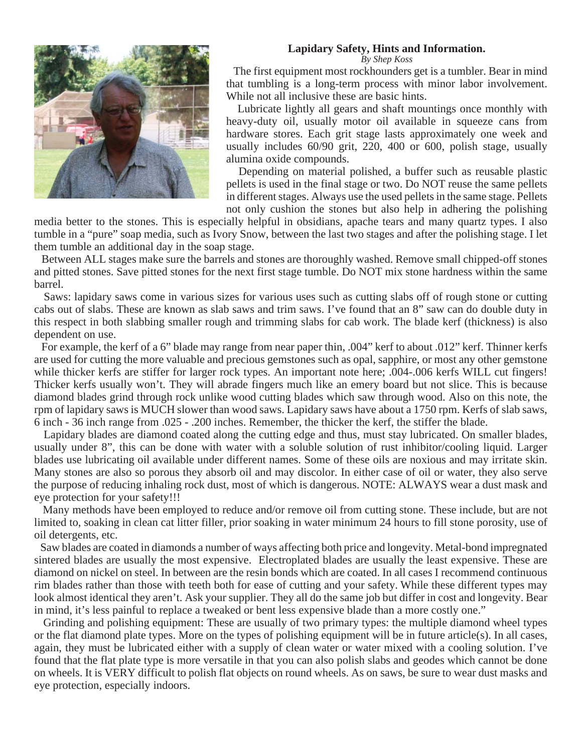## Lapidary Safety, Hints and Information.

*By Shep Koss*

The first equipment most rockhounders get is a tumbler. Bear in mind that tumbling is a long-term process with minor labor involvement. While not all inclusive these are basic hints.

Lubricate lightly all gears and shaft mountings once monthly with heavy-duty oil, usually motor oil available in squeeze cans from hardware stores. Each grit stage lasts approximately one week and usually includes 60/90 grit, 220, 400 or 600, polish stage, usually alumina oxide compounds.

Depending on material polished, a buffer such as reusable plastic pellets is used in the final stage or two. Do NOT reuse the same pellets in different stages. Always use the used pellets in the same stage. Pellets not only cushion the stones but also help in adhering the polishing media better to the stones. This is especially helpful in obsidians, apache tears and many quartz types. I also tumble in a "pure" soap media, such as Ivory Snow, between the last two stages and after the polishing stage. I let them tumble an additional day in the soap stage.

Between ALL stages make sure the barrels and stones are thoroughly washed. Remove small chipped-off stones and pitted stones. Save pitted stones for the next first stage tumble. Do NOT mix stone hardness within the same barrel.

Saws: lapidary saws come in various sizes for various uses such as cutting slabs off of rough stone or cutting cabs out of slabs. These are known as slab saws and trim saws. I've found that an 8" saw can do double duty in this respect in both slabbing smaller rough and trimming slabs for cab work. The blade kerf (thickness) is also dependent on use.

For example, the kerf of a 6" blade may range from near paper thin, .004" kerf to about .012" kerf. Thinner kerfs are used for cutting the more valuable and precious gemstones such as opal, sapphire, or most any other gemstone while thicker kerfs are stiffer for larger rock types. An important note here; .004-.006 kerfs WILL cut fingers! Thicker kerfs usually won't. They will abrade fingers much like an emery board but not slice. This is because diamond blades grind through rock unlike wood cutting blades which saw through wood. Also on this note, the rpm of lapidary saws is MUCH slower than wood saws. Lapidary saws have about a 1750 rpm. Kerfs of slab saws, 6 inch - 36 inch range from .025 - .200 inches. Remember, the thicker the kerf, the stiffer the blade.

Lapidary blades are diamond coated along the cutting edge and thus, must stay lubricated. On smaller blades, usually under 8", this can be done with water with a soluble solution of rust inhibitor/cooling liquid. Larger blades use lubricating oil available under different names. Some of these oils are noxious and may irritate skin. Many stones are also so porous they absorb oil and may discolor. In either case of oil or water, they also serve the purpose of reducing inhaling rock dust, most of which is dangerous. NOTE: ALWAYS wear a dust mask and eye protection for your safety!!!

Many methods have been employed to reduce and/or remove oil from cutting stone. These include, but are not limited to, soaking in clean cat litter filler, prior soaking in water minimum 24 hours to fill stone porosity, use of oil detergents, etc.

Saw blades are coated in diamonds a number of ways affecting both price and longevity. Metal-bond impregnated sintered blades are usually the most expensive. Electroplated blades are usually the least expensive. These are diamond on nickel on steel. In between are the resin bonds which are coated. In all cases I recommend continuous rim blades rather than those with teeth both for ease of cutting and your safety. While these different types may look almost identical they aren't. Ask your supplier. They all do the same job but differ in cost and longevity. Bear in mind, it's less painful to replace a tweaked or bent less expensive blade than a more costly one."

Grinding and polishing equipment: These are usually of two primary types: the multiple diamond wheel types or the flat diamond plate types. More on the types of polishing equipment will be in future article(s). In all cases, again, they must be lubricated either with a supply of clean water or water mixed with a cooling solution. I've found that the flat plate type is more versatile in that you can also polish slabs and geodes which cannot be done on wheels. It is VERY difficult to polish flat objects on round wheels. As on saws, be sure to wear dust masks and eye protection, especially indoors.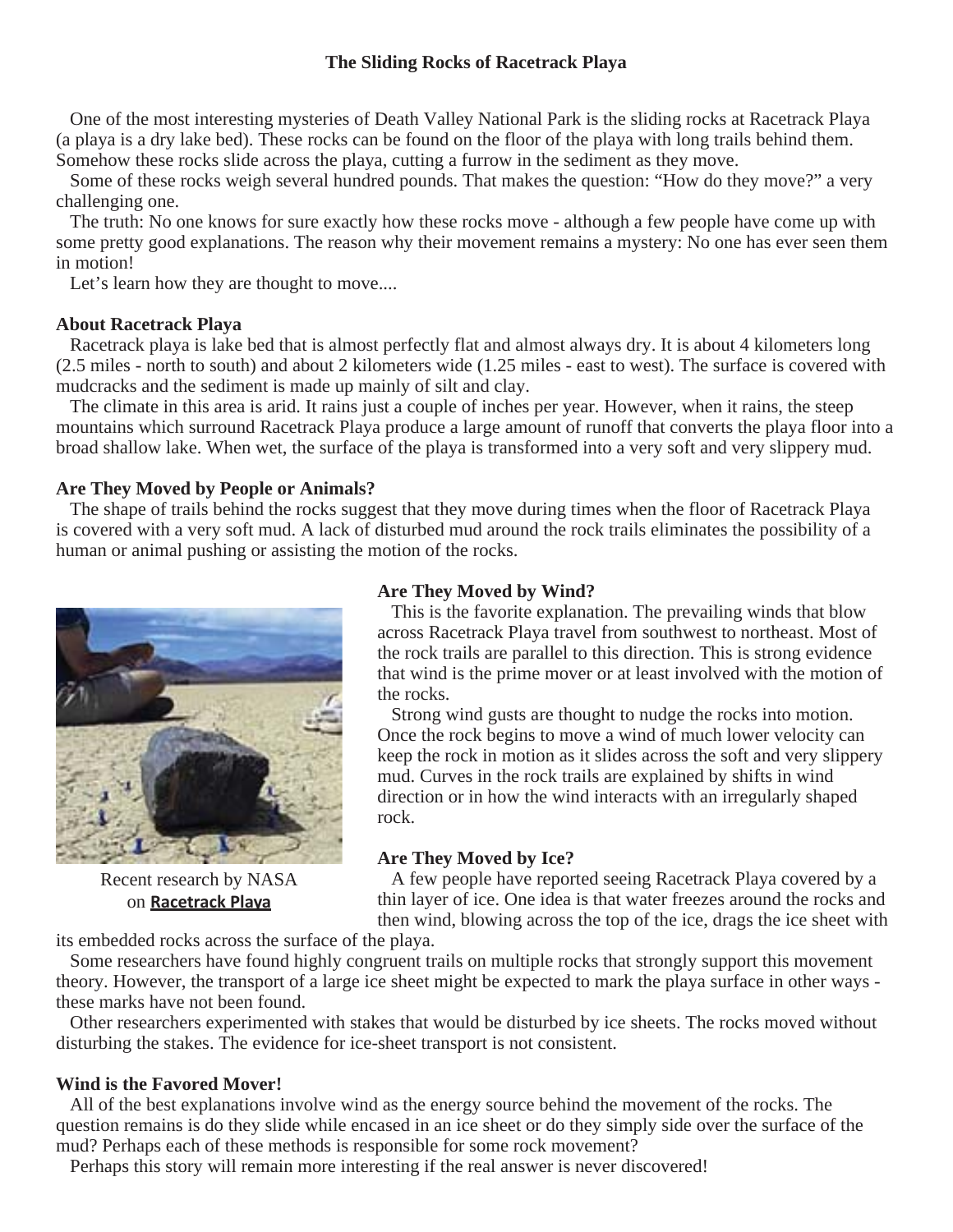# The Sliding Rocks of Racetrack Playa

One of the most interesting mysteries of Death Valley National Park is the sliding rocks at Racetrack Playa (a playa is a dry lake bed). These rocks can be found on the floor of the playa with long trails behind them. Somehow these rocks slide across the playa, cutting a furrow in the sediment as they move.

Some of these rocks weigh several hundred pounds. That makes the question: "How do they move?" a very challenging one.

The truth: No one knows for sure exactly how these rocks move - although a few people have come up with some pretty good explanations. The reason why their movement remains a mystery: No one has ever seen them in motion!

Let's learn how they are thought to move....

## About Racetrack Playa

Racetrack playa is lake bed that is almost perfectly flat and almost always dry. It is about 4 kilometers long (2.5 miles - north to south) and about 2 kilometers wide (1.25 miles - east to west). The surface is covered with mudcracks and the sediment is made up mainly of silt and clay.

The climate in this area is arid. It rains just a couple of inches per year. However, when it rains, the steep mountains which surround Racetrack Playa produce a large amount of runoff that converts the playa floor into a broad shallow lake. When wet, the surface of the playa is transformed into a very soft and very slippery mud.

## Are They Moved by People or Animals?

The shape of trails behind the rocks suggest that they move during times when the floor of Racetrack Playa is covered with a very soft mud. A lack of disturbed mud around the rock trails eliminates the possibility of a human or animal pushing or assisting the motion of the rocks.

Recent research by NASA on **Racetrack Playa**

## Are They Moved by Wind?

This is the favorite explanation. The prevailing winds that blow across Racetrack Playa travel from southwest to northeast. Most of the rock trails are parallel to this direction. This is strong evidence that wind is the prime mover or at least involved with the motion of the rocks.

Strong wind gusts are thought to nudge the rocks into motion. Once the rock begins to move a wind of much lower velocity can keep the rock in motion as it slides across the soft and very slippery mud. Curves in the rock trails are explained by shifts in wind direction or in how the wind interacts with an irregularly shaped rock.

## Are They Moved by Ice?

A few people have reported seeing Racetrack Playa covered by a thin layer of ice. One idea is that water freezes around the rocks and then wind, blowing across the top of the ice, drags the ice sheet with its embedded rocks across the surface of the playa.

Some researchers have found highly congruent trails on multiple rocks that strongly support this movement theory. However, the transport of a large ice sheet might be expected to mark the playa surface in other ways - these marks have not been found.

Other researchers experimented with stakes that would be disturbed by ice sheets. The rocks moved without disturbing the stakes. The evidence for ice-sheet transport is not consistent.

## Wind is the Favored Mover!

All of the best explanations involve wind as the energy source behind the movement of the rocks. The question remains is do they slide while encased in an ice sheet or do they simply side over the surface of the mud? Perhaps each of these methods is responsible for some rock movement?

Perhaps this story will remain more interesting if the real answer is never discovered!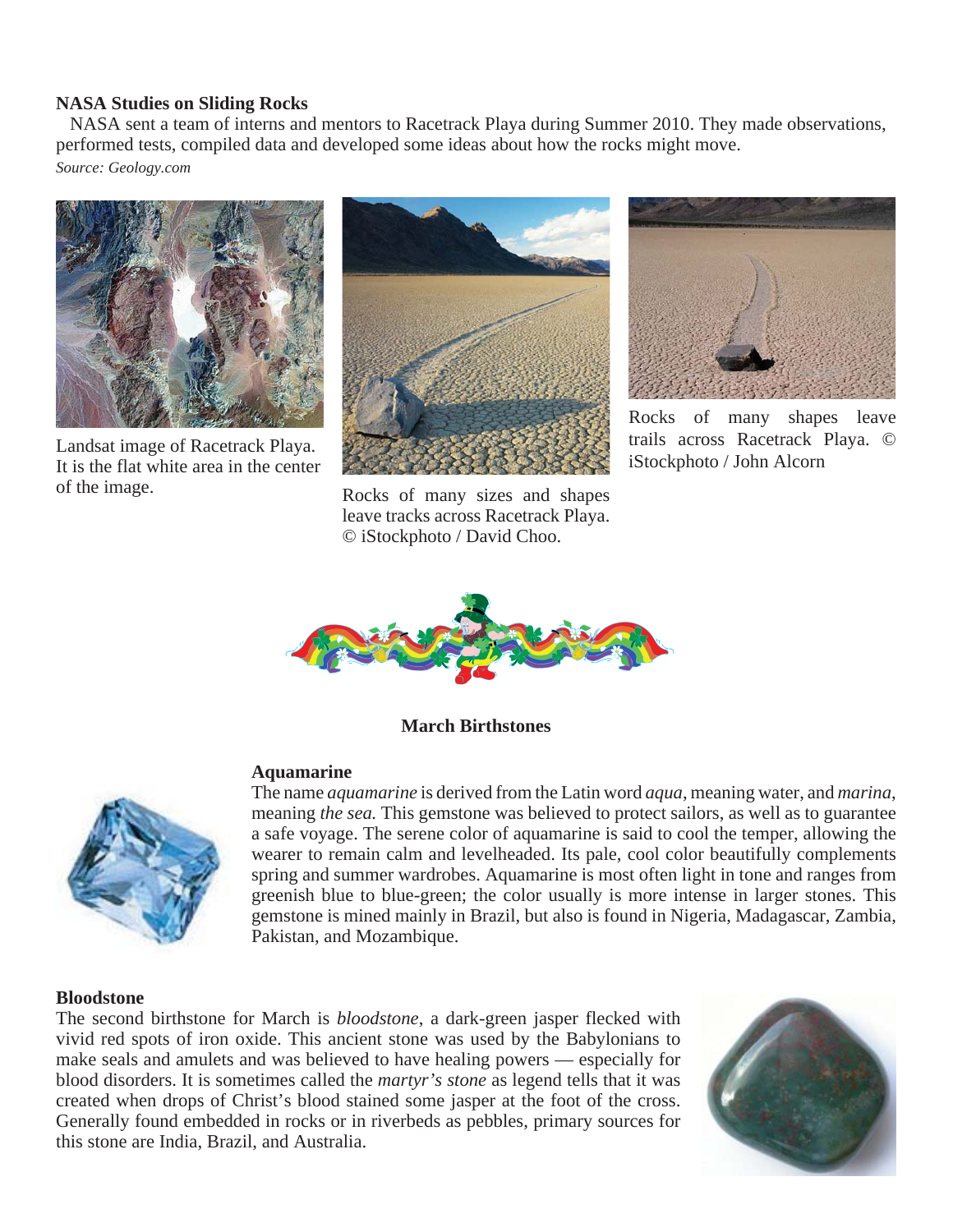**NASA Studies on Sliding Rocks**

NASA sent a team of interns and mentors to Racetrack Playa during Summer 2010. They made observations, performed tests, compiled data and developed some ideas about how the rocks might move.

*Source: Geology.com*

Landsat image of Racetrack Playa. It is the flat white area in the center of the image.

Rocks of many sizes and shapes leave tracks across Racetrack Playa. © iStockphoto / David Choo.

Rocks of many shapes leave trails across Racetrack Playa. © iStockphoto / John Alcorn

## March Birthstones

### Aquamarine

The name *aquamarine* is derived from the Latin word *aqua*, meaning water, and *marina*, meaning *the sea.* This gemstone was believed to protect sailors, as well as to guarantee a safe voyage. The serene color of aquamarine is said to cool the temper, allowing the wearer to remain calm and levelheaded. Its pale, cool color beautifully complements spring and summer wardrobes. Aquamarine is most often light in tone and ranges from greenish blue to blue-green; the color usually is more intense in larger stones. This gemstone is mined mainly in Brazil, but also is found in Nigeria, Madagascar, Zambia, Pakistan, and Mozambique.

### Bloodstone

The second birthstone for March is *bloodstone*, a dark-green jasper flecked with vivid red spots of iron oxide. This ancient stone was used by the Babylonians to make seals and amulets and was believed to have healing powers — especially for blood disorders. It is sometimes called the *martyr's stone* as legend tells that it was created when drops of Christ's blood stained some jasper at the foot of the cross. Generally found embedded in rocks or in riverbeds as pebbles, primary sources for this stone are India, Brazil, and Australia.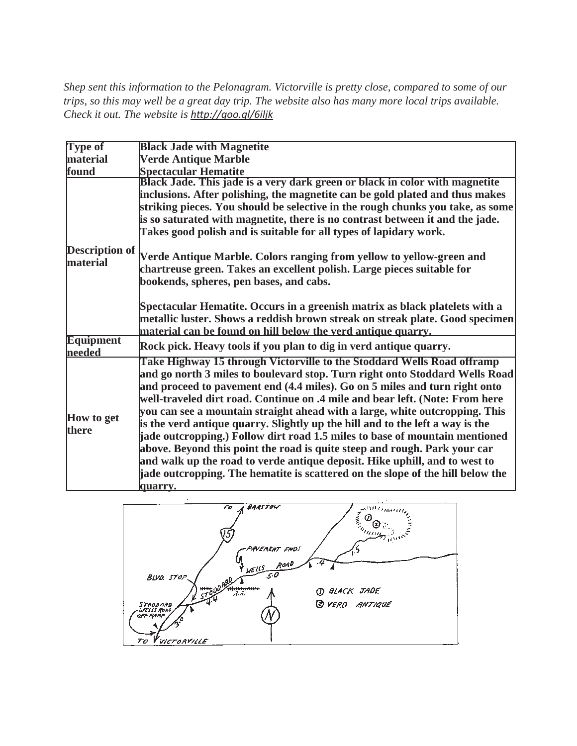*Shep sent this information to the Pelonagram. Victorville is pretty close, compared to some of our trips, so this may well be a great day trip. The website also has many more local trips available. Check it out. The website is [http://goo.gl/6iljk](http://goo.gl/6iljk)*

| **Type of material found** | **Black Jade with Magnetite**<br>**Verde Antique Marble**<br>**Spectacular Hematite** |
|---|---|
| **Description of material** | **Black Jade. This jade is a very dark green or black in color with magnetite inclusions. After polishing, the magnetite can be gold plated and thus makes striking pieces. You should be selective in the rough chunks you take, as some is so saturated with magnetite, there is no contrast between it and the jade. Takes good polish and is suitable for all types of lapidary work.**<br><br>**Verde Antique Marble. Colors ranging from yellow to yellow-green and chartreuse green. Takes an excellent polish. Large pieces suitable for bookends, spheres, pen bases, and cabs.**<br><br>**Spectacular Hematite. Occurs in a greenish matrix as black platelets with a metallic luster. Shows a reddish brown streak on streak plate. Good specimen material can be found on hill below the verd antique quarry.** |
| **Equipment needed** | **Rock pick. Heavy tools if you plan to dig in verd antique quarry.** |
| **How to get there** | **Take Highway 15 through Victorville to the Stoddard Wells Road offramp and go north 3 miles to boulevard stop. Turn right onto Stoddard Wells Road and proceed to pavement end (4.4 miles). Go on 5 miles and turn right onto well-traveled dirt road. Continue on .4 mile and bear left. (Note: From here you can see a mountain straight ahead with a large, white outcropping. This is the verd antique quarry. Slightly up the hill and to the left a way is the jade outcropping.) Follow dirt road 1.5 miles to base of mountain mentioned above. Beyond this point the road is quite steep and rough. Park your car and walk up the road to verde antique deposit. Hike uphill, and to west to jade outcropping. The hematite is scattered on the slope of the hill below the quarry.** |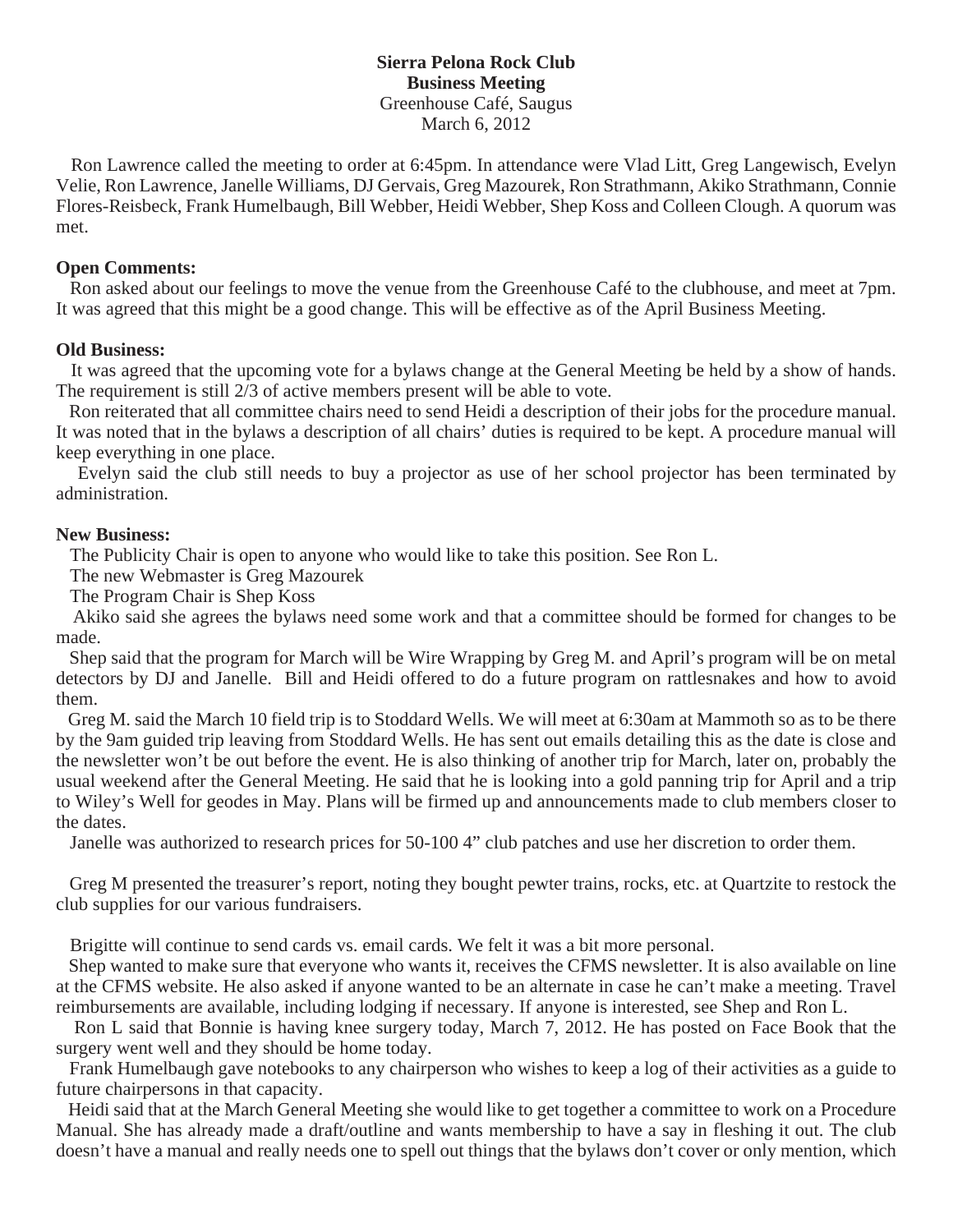**Sierra Pelona Rock Club**
**Business Meeting**
Greenhouse Café, Saugus
March 6, 2012

Ron Lawrence called the meeting to order at 6:45pm. In attendance were Vlad Litt, Greg Langewisch, Evelyn Velie, Ron Lawrence, Janelle Williams, DJ Gervais, Greg Mazourek, Ron Strathmann, Akiko Strathmann, Connie Flores-Reisbeck, Frank Humelbaugh, Bill Webber, Heidi Webber, Shep Koss and Colleen Clough. A quorum was met.

**Open Comments:**

Ron asked about our feelings to move the venue from the Greenhouse Café to the clubhouse, and meet at 7pm. It was agreed that this might be a good change. This will be effective as of the April Business Meeting.

**Old Business:**

It was agreed that the upcoming vote for a bylaws change at the General Meeting be held by a show of hands. The requirement is still 2/3 of active members present will be able to vote.

Ron reiterated that all committee chairs need to send Heidi a description of their jobs for the procedure manual. It was noted that in the bylaws a description of all chairs' duties is required to be kept. A procedure manual will keep everything in one place.

Evelyn said the club still needs to buy a projector as use of her school projector has been terminated by administration.

**New Business:**

The Publicity Chair is open to anyone who would like to take this position. See Ron L.

The new Webmaster is Greg Mazourek

The Program Chair is Shep Koss

Akiko said she agrees the bylaws need some work and that a committee should be formed for changes to be made.

Shep said that the program for March will be Wire Wrapping by Greg M. and April's program will be on metal detectors by DJ and Janelle. Bill and Heidi offered to do a future program on rattlesnakes and how to avoid them.

Greg M. said the March 10 field trip is to Stoddard Wells. We will meet at 6:30am at Mammoth so as to be there by the 9am guided trip leaving from Stoddard Wells. He has sent out emails detailing this as the date is close and the newsletter won't be out before the event. He is also thinking of another trip for March, later on, probably the usual weekend after the General Meeting. He said that he is looking into a gold panning trip for April and a trip to Wiley's Well for geodes in May. Plans will be firmed up and announcements made to club members closer to the dates.

Janelle was authorized to research prices for 50-100 4" club patches and use her discretion to order them.

Greg M presented the treasurer's report, noting they bought pewter trains, rocks, etc. at Quartzite to restock the club supplies for our various fundraisers.

Brigitte will continue to send cards vs. email cards. We felt it was a bit more personal.

Shep wanted to make sure that everyone who wants it, receives the CFMS newsletter. It is also available on line at the CFMS website. He also asked if anyone wanted to be an alternate in case he can't make a meeting. Travel reimbursements are available, including lodging if necessary. If anyone is interested, see Shep and Ron L.

Ron L said that Bonnie is having knee surgery today, March 7, 2012. He has posted on Face Book that the surgery went well and they should be home today.

Frank Humelbaugh gave notebooks to any chairperson who wishes to keep a log of their activities as a guide to future chairpersons in that capacity.

Heidi said that at the March General Meeting she would like to get together a committee to work on a Procedure Manual. She has already made a draft/outline and wants membership to have a say in fleshing it out. The club doesn't have a manual and really needs one to spell out things that the bylaws don't cover or only mention, which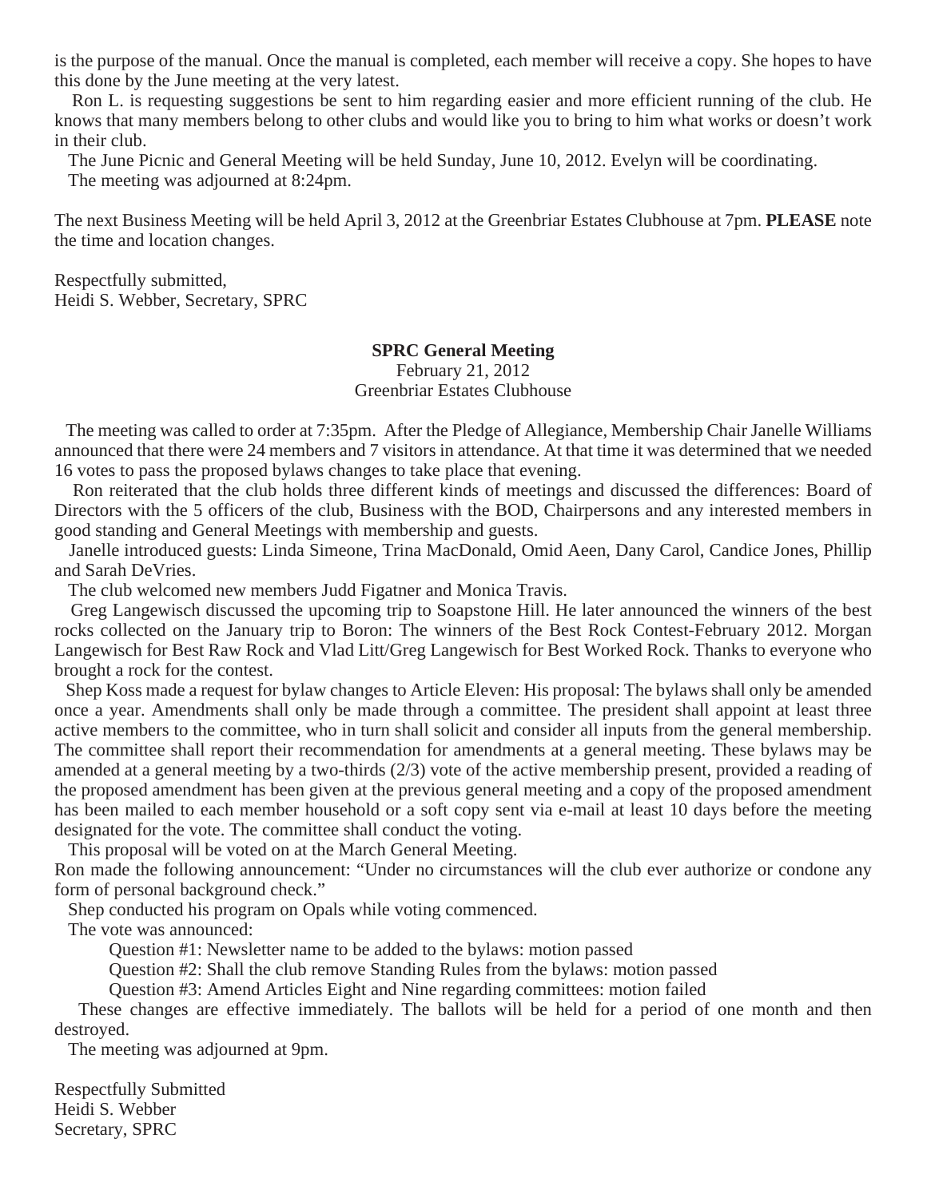is the purpose of the manual. Once the manual is completed, each member will receive a copy. She hopes to have this done by the June meeting at the very latest.

Ron L. is requesting suggestions be sent to him regarding easier and more efficient running of the club. He knows that many members belong to other clubs and would like you to bring to him what works or doesn't work in their club.

The June Picnic and General Meeting will be held Sunday, June 10, 2012. Evelyn will be coordinating.

The meeting was adjourned at 8:24pm.

The next Business Meeting will be held April 3, 2012 at the Greenbriar Estates Clubhouse at 7pm. **PLEASE** note the time and location changes.

Respectfully submitted,
Heidi S. Webber, Secretary, SPRC

## SPRC General Meeting

February 21, 2012
Greenbriar Estates Clubhouse

The meeting was called to order at 7:35pm. After the Pledge of Allegiance, Membership Chair Janelle Williams announced that there were 24 members and 7 visitors in attendance. At that time it was determined that we needed 16 votes to pass the proposed bylaws changes to take place that evening.

Ron reiterated that the club holds three different kinds of meetings and discussed the differences: Board of Directors with the 5 officers of the club, Business with the BOD, Chairpersons and any interested members in good standing and General Meetings with membership and guests.

Janelle introduced guests: Linda Simeone, Trina MacDonald, Omid Aeen, Dany Carol, Candice Jones, Phillip and Sarah DeVries.

The club welcomed new members Judd Figatner and Monica Travis.

Greg Langewisch discussed the upcoming trip to Soapstone Hill. He later announced the winners of the best rocks collected on the January trip to Boron: The winners of the Best Rock Contest-February 2012. Morgan Langewisch for Best Raw Rock and Vlad Litt/Greg Langewisch for Best Worked Rock. Thanks to everyone who brought a rock for the contest.

Shep Koss made a request for bylaw changes to Article Eleven: His proposal: The bylaws shall only be amended once a year. Amendments shall only be made through a committee. The president shall appoint at least three active members to the committee, who in turn shall solicit and consider all inputs from the general membership. The committee shall report their recommendation for amendments at a general meeting. These bylaws may be amended at a general meeting by a two-thirds (2/3) vote of the active membership present, provided a reading of the proposed amendment has been given at the previous general meeting and a copy of the proposed amendment has been mailed to each member household or a soft copy sent via e-mail at least 10 days before the meeting designated for the vote. The committee shall conduct the voting.

This proposal will be voted on at the March General Meeting.

Ron made the following announcement: "Under no circumstances will the club ever authorize or condone any form of personal background check."

Shep conducted his program on Opals while voting commenced.

The vote was announced:

Question #1: Newsletter name to be added to the bylaws: motion passed

Question #2: Shall the club remove Standing Rules from the bylaws: motion passed

Question #3: Amend Articles Eight and Nine regarding committees: motion failed

These changes are effective immediately. The ballots will be held for a period of one month and then destroyed.

The meeting was adjourned at 9pm.

Respectfully Submitted
Heidi S. Webber
Secretary, SPRC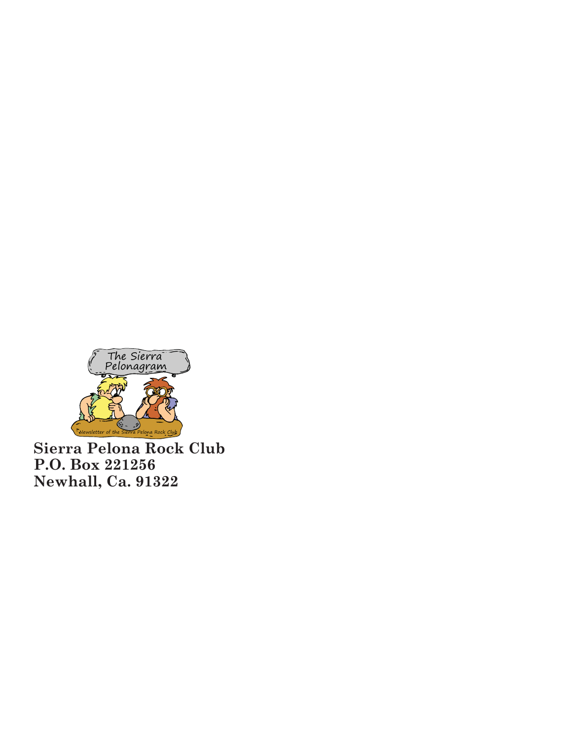Sierra Pelona Rock Club
P.O. Box 221256
Newhall, Ca. 91322